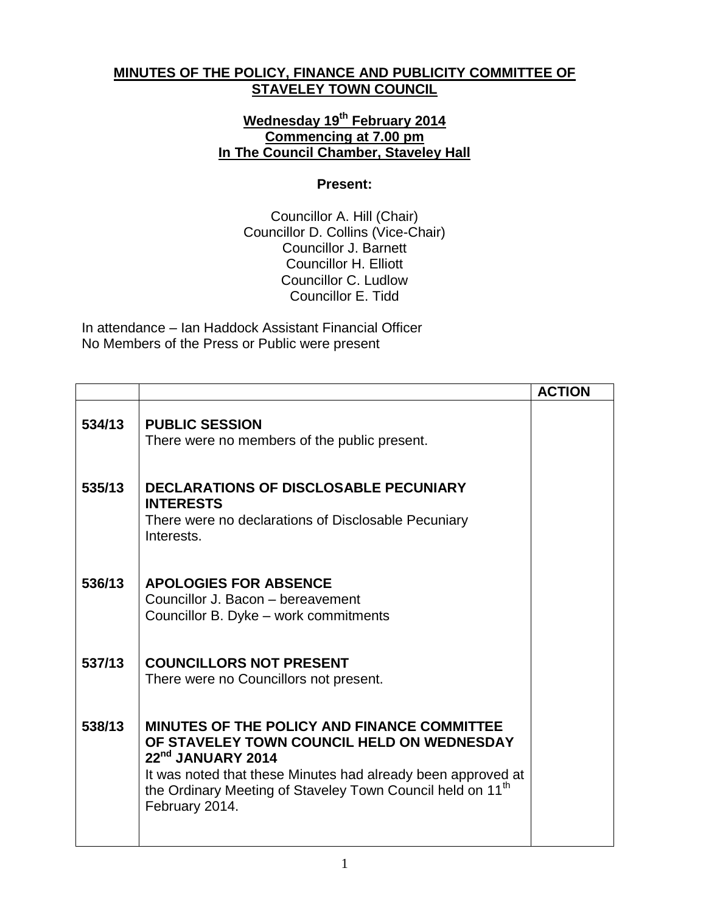**MINUTES OF THE POLICY, FINANCE AND PUBLICITY COMMITTEE OF STAVELEY TOWN COUNCIL**

**Wednesday 19th February 2014**
**Commencing at 7.00 pm**
**In The Council Chamber, Staveley Hall**

**Present:**

Councillor A. Hill (Chair)
Councillor D. Collins (Vice-Chair)
Councillor J. Barnett
Councillor H. Elliott
Councillor C. Ludlow
Councillor E. Tidd

In attendance – Ian Haddock Assistant Financial Officer
No Members of the Press or Public were present

| | | ACTION |
|---|---|---|
| 534/13 | **PUBLIC SESSION**<br>There were no members of the public present. | |
| 535/13 | **DECLARATIONS OF DISCLOSABLE PECUNIARY INTERESTS**<br>There were no declarations of Disclosable Pecuniary Interests. | |
| 536/13 | **APOLOGIES FOR ABSENCE**<br>Councillor J. Bacon – bereavement<br>Councillor B. Dyke – work commitments | |
| 537/13 | **COUNCILLORS NOT PRESENT**<br>There were no Councillors not present. | |
| 538/13 | **MINUTES OF THE POLICY AND FINANCE COMMITTEE OF STAVELEY TOWN COUNCIL HELD ON WEDNESDAY 22nd JANUARY 2014**<br>It was noted that these Minutes had already been approved at the Ordinary Meeting of Staveley Town Council held on 11th February 2014. | |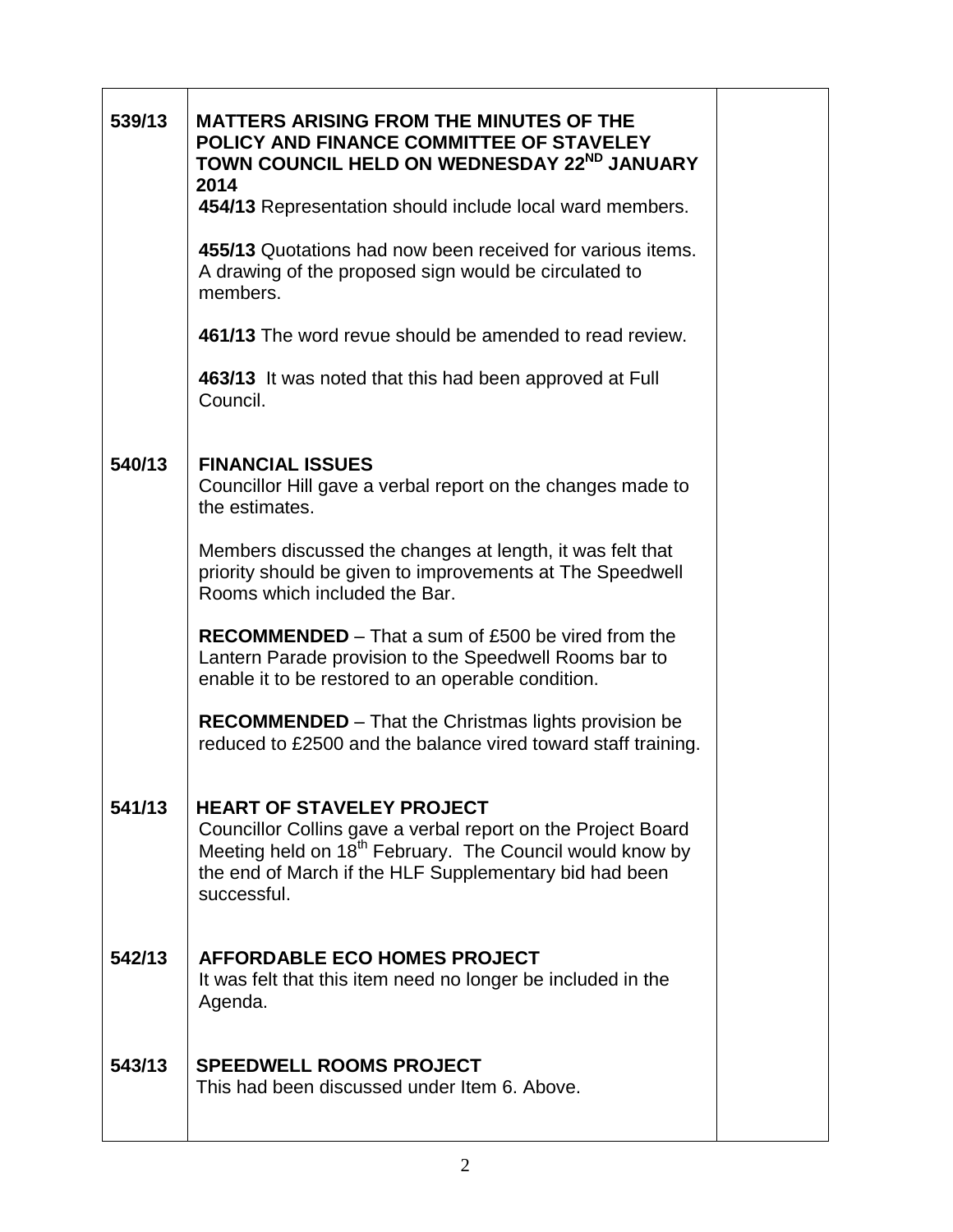| | | |
|---|---|---|
| 539/13 | **MATTERS ARISING FROM THE MINUTES OF THE POLICY AND FINANCE COMMITTEE OF STAVELEY TOWN COUNCIL HELD ON WEDNESDAY 22ND JANUARY 2014**<br>**454/13** Representation should include local ward members.<br><br>**455/13** Quotations had now been received for various items. A drawing of the proposed sign would be circulated to members.<br><br>**461/13** The word revue should be amended to read review.<br><br>**463/13** It was noted that this had been approved at Full Council. | |
| 540/13 | **FINANCIAL ISSUES**<br>Councillor Hill gave a verbal report on the changes made to the estimates.<br><br>Members discussed the changes at length, it was felt that priority should be given to improvements at The Speedwell Rooms which included the Bar.<br><br>**RECOMMENDED** – That a sum of £500 be vired from the Lantern Parade provision to the Speedwell Rooms bar to enable it to be restored to an operable condition.<br><br>**RECOMMENDED** – That the Christmas lights provision be reduced to £2500 and the balance vired toward staff training. | |
| 541/13 | **HEART OF STAVELEY PROJECT**<br>Councillor Collins gave a verbal report on the Project Board Meeting held on 18th February. The Council would know by the end of March if the HLF Supplementary bid had been successful. | |
| 542/13 | **AFFORDABLE ECO HOMES PROJECT**<br>It was felt that this item need no longer be included in the Agenda. | |
| 543/13 | **SPEEDWELL ROOMS PROJECT**<br>This had been discussed under Item 6. Above. | |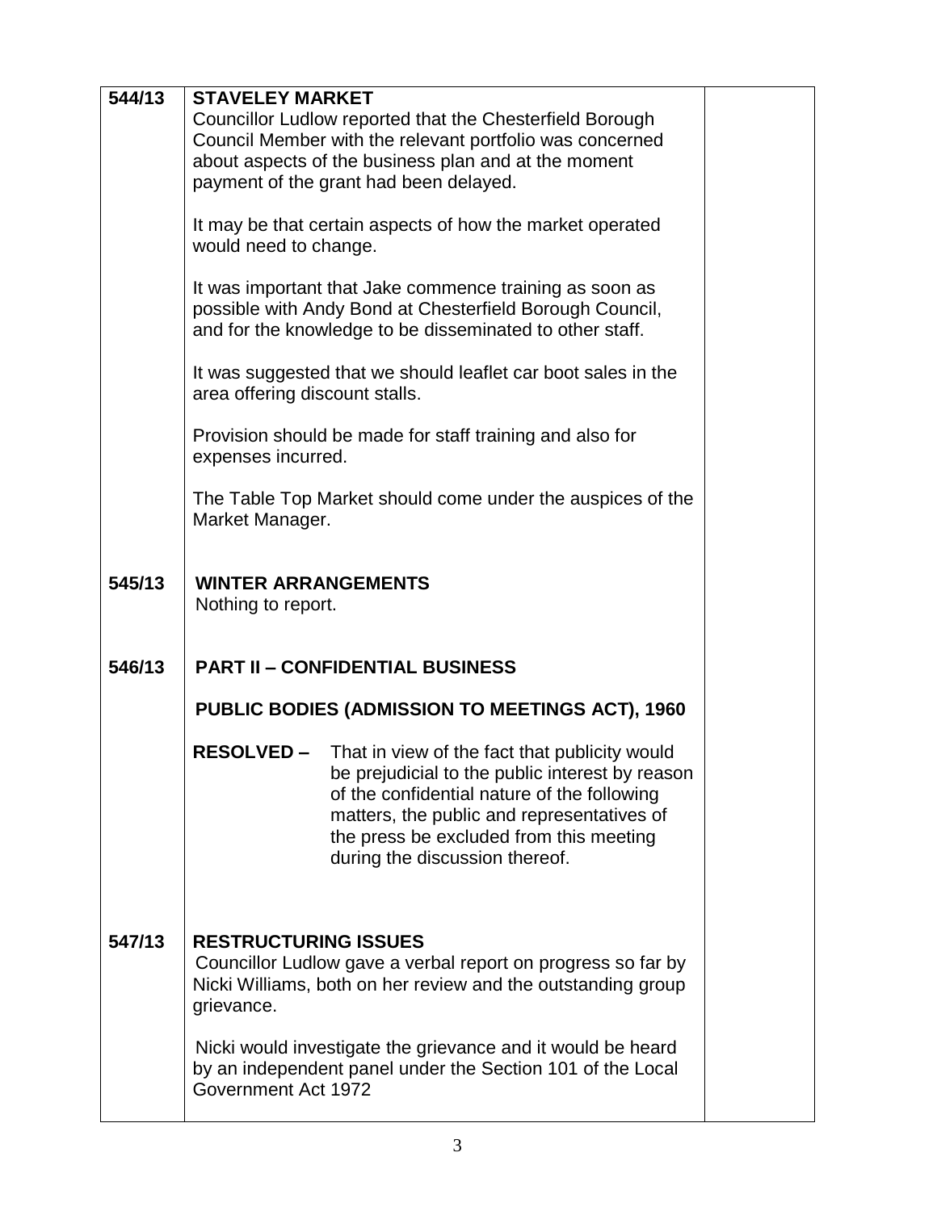| | | |
|---|---|---|
| **544/13** | **STAVELEY MARKET**<br>Councillor Ludlow reported that the Chesterfield Borough Council Member with the relevant portfolio was concerned about aspects of the business plan and at the moment payment of the grant had been delayed.<br><br>It may be that certain aspects of how the market operated would need to change.<br><br>It was important that Jake commence training as soon as possible with Andy Bond at Chesterfield Borough Council, and for the knowledge to be disseminated to other staff.<br><br>It was suggested that we should leaflet car boot sales in the area offering discount stalls.<br><br>Provision should be made for staff training and also for expenses incurred.<br><br>The Table Top Market should come under the auspices of the Market Manager. | |
| **545/13** | **WINTER ARRANGEMENTS**<br>Nothing to report. | |
| **546/13** | **PART II – CONFIDENTIAL BUSINESS**<br><br>**PUBLIC BODIES (ADMISSION TO MEETINGS ACT), 1960**<br><br>**RESOLVED –** That in view of the fact that publicity would be prejudicial to the public interest by reason of the confidential nature of the following matters, the public and representatives of the press be excluded from this meeting during the discussion thereof. | |
| **547/13** | **RESTRUCTURING ISSUES**<br>Councillor Ludlow gave a verbal report on progress so far by Nicki Williams, both on her review and the outstanding group grievance.<br><br>Nicki would investigate the grievance and it would be heard by an independent panel under the Section 101 of the Local Government Act 1972 | |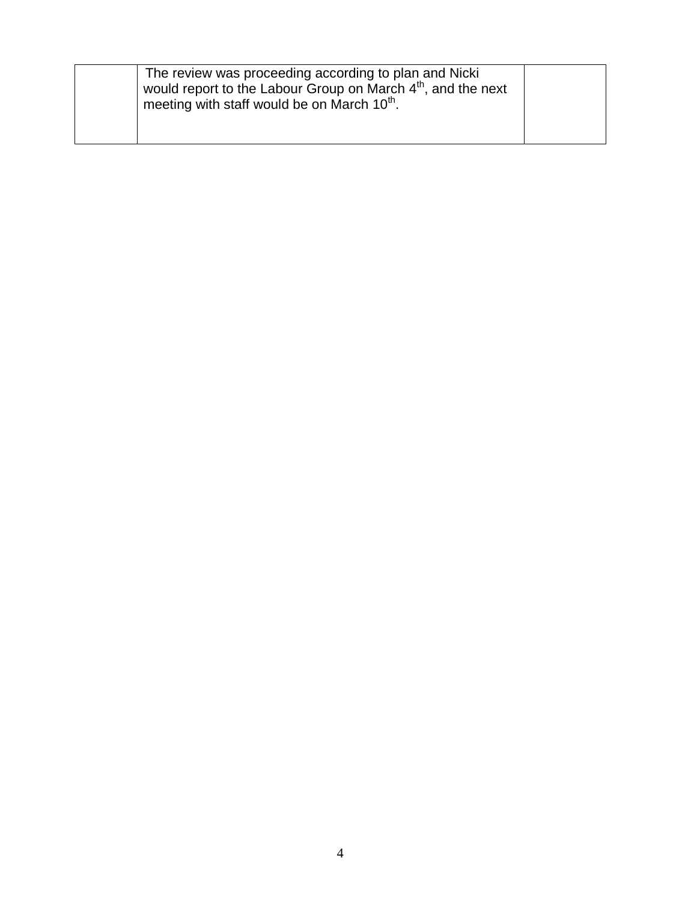| | | |
|---|---|---|
| | The review was proceeding according to plan and Nicki would report to the Labour Group on March 4th, and the next meeting with staff would be on March 10th. | |